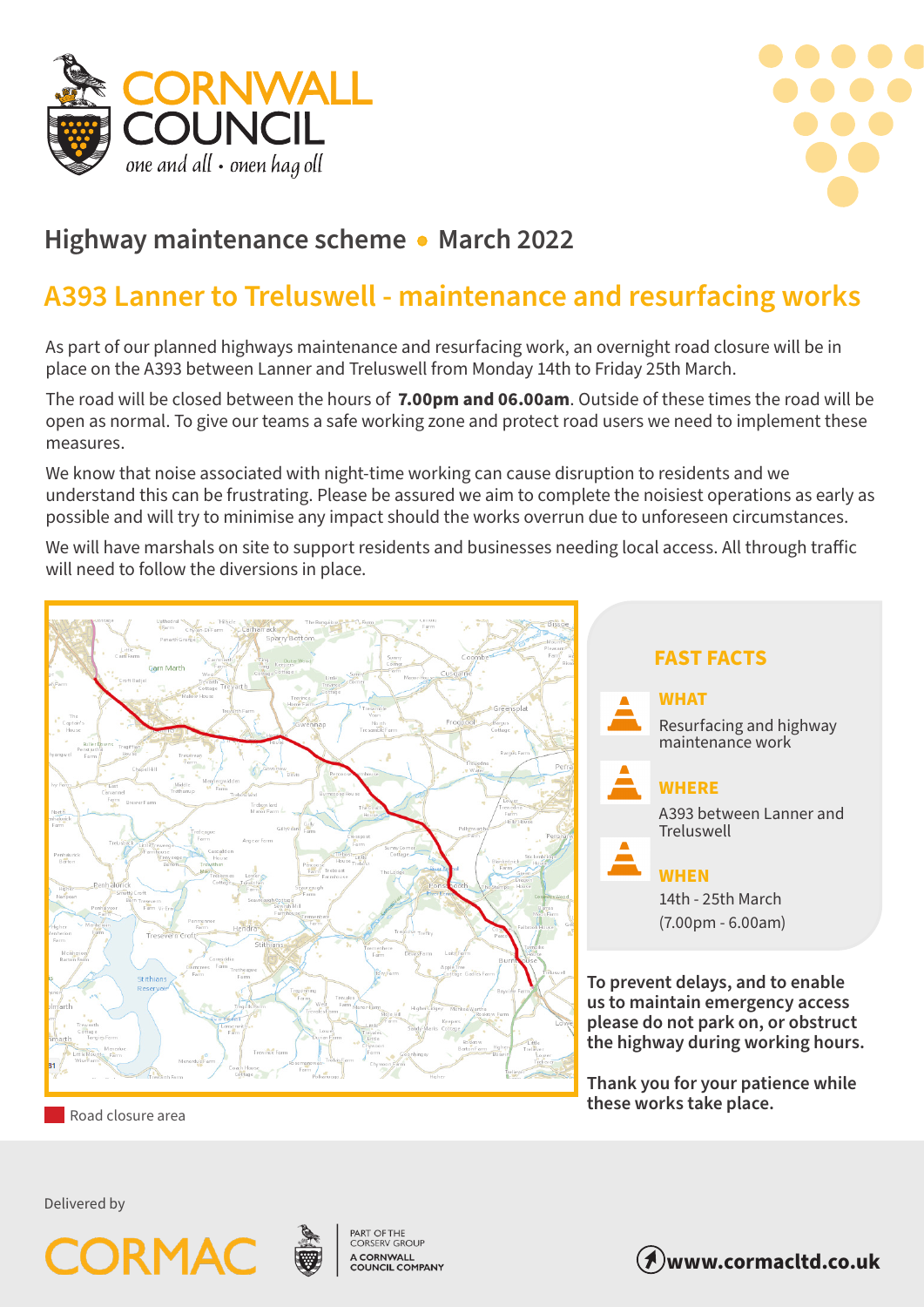# Highway maintenance scheme • March 2022

## A393 Lanner to Treluswell - maintenance and resurfacing works

As part of our planned highways maintenance and resurfacing work, an overnight road closure will be in place on the A393 between Lanner and Treluswell from Monday 14th to Friday 25th March.

The road will be closed between the hours of **7.00pm and 06.00am**. Outside of these times the road will be open as normal. To give our teams a safe working zone and protect road users we need to implement these measures.

We know that noise associated with night-time working can cause disruption to residents and we understand this can be frustrating. Please be assured we aim to complete the noisiest operations as early as possible and will try to minimise any impact should the works overrun due to unforeseen circumstances.

We will have marshals on site to support residents and businesses needing local access. All through traffic will need to follow the diversions in place.

Road closure area

### FAST FACTS

**WHAT**

Resurfacing and highway maintenance work

**WHERE**

A393 between Lanner and Treluswell

**WHEN**

14th - 25th March (7.00pm - 6.00am)

**To prevent delays, and to enable us to maintain emergency access please do not park on, or obstruct the highway during working hours.**

**Thank you for your patience while these works take place.**

Delivered by

CORMAC

PART OF THE CORSERV GROUP

A CORNWALL COUNCIL COMPANY

**www.cormacltd.co.uk**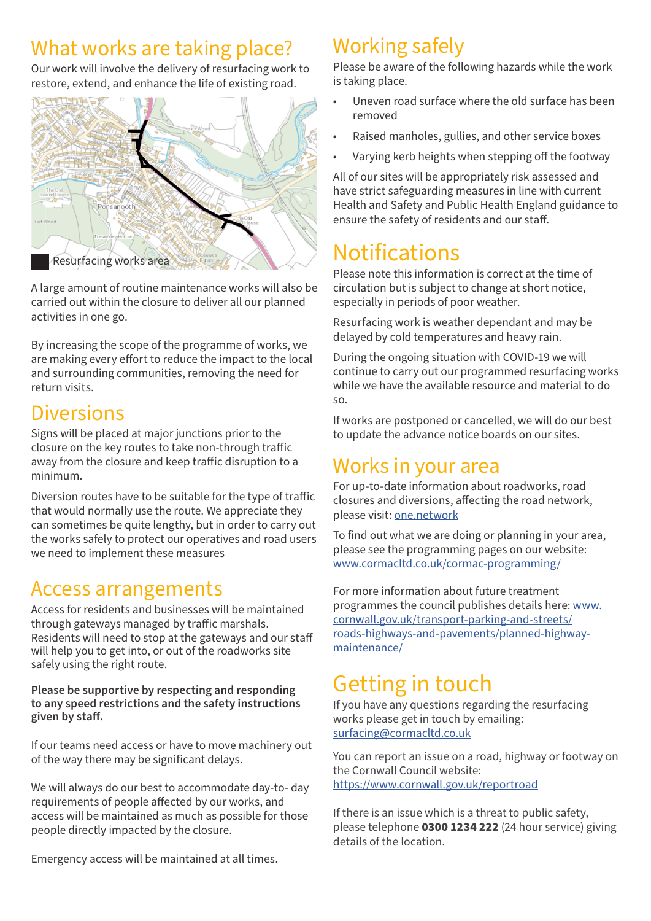## What works are taking place?

Our work will involve the delivery of resurfacing work to restore, extend, and enhance the life of existing road.

Resurfacing works area

A large amount of routine maintenance works will also be carried out within the closure to deliver all our planned activities in one go.

By increasing the scope of the programme of works, we are making every effort to reduce the impact to the local and surrounding communities, removing the need for return visits.

## Diversions

Signs will be placed at major junctions prior to the closure on the key routes to take non-through traffic away from the closure and keep traffic disruption to a minimum.

Diversion routes have to be suitable for the type of traffic that would normally use the route. We appreciate they can sometimes be quite lengthy, but in order to carry out the works safely to protect our operatives and road users we need to implement these measures

## Access arrangements

Access for residents and businesses will be maintained through gateways managed by traffic marshals. Residents will need to stop at the gateways and our staff will help you to get into, or out of the roadworks site safely using the right route.

**Please be supportive by respecting and responding to any speed restrictions and the safety instructions given by staff.**

If our teams need access or have to move machinery out of the way there may be significant delays.

We will always do our best to accommodate day-to- day requirements of people affected by our works, and access will be maintained as much as possible for those people directly impacted by the closure.

Emergency access will be maintained at all times.

## Working safely

Please be aware of the following hazards while the work is taking place.

- Uneven road surface where the old surface has been removed
- Raised manholes, gullies, and other service boxes
- Varying kerb heights when stepping off the footway

All of our sites will be appropriately risk assessed and have strict safeguarding measures in line with current Health and Safety and Public Health England guidance to ensure the safety of residents and our staff.

## Notifications

Please note this information is correct at the time of circulation but is subject to change at short notice, especially in periods of poor weather.

Resurfacing work is weather dependant and may be delayed by cold temperatures and heavy rain.

During the ongoing situation with COVID-19 we will continue to carry out our programmed resurfacing works while we have the available resource and material to do so.

If works are postponed or cancelled, we will do our best to update the advance notice boards on our sites.

## Works in your area

For up-to-date information about roadworks, road closures and diversions, affecting the road network, please visit: one.network

To find out what we are doing or planning in your area, please see the programming pages on our website: www.cormacltd.co.uk/cormac-programming/

For more information about future treatment programmes the council publishes details here: www.cornwall.gov.uk/transport-parking-and-streets/roads-highways-and-pavements/planned-highway-maintenance/

## Getting in touch

If you have any questions regarding the resurfacing works please get in touch by emailing: surfacing@cormacltd.co.uk

You can report an issue on a road, highway or footway on the Cornwall Council website: https://www.cornwall.gov.uk/reportroad

If there is an issue which is a threat to public safety, please telephone **0300 1234 222** (24 hour service) giving details of the location.